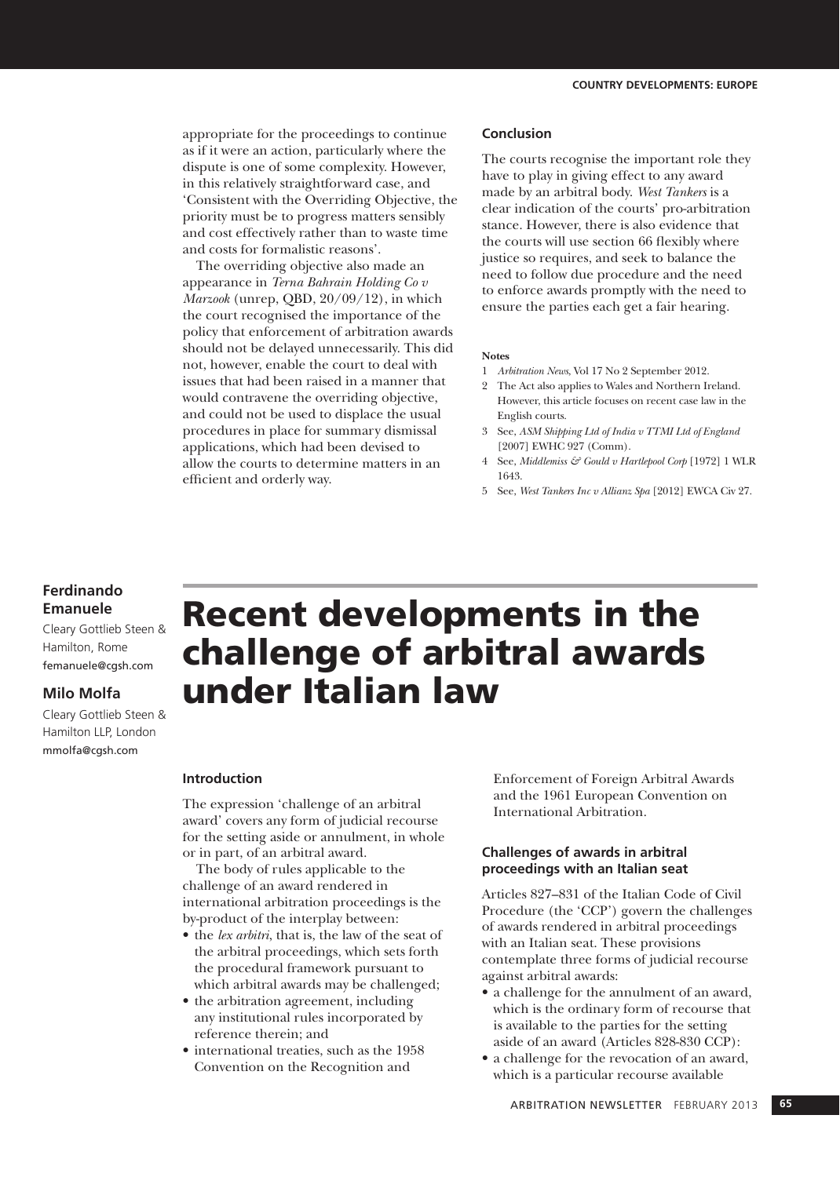appropriate for the proceedings to continue as if it were an action, particularly where the dispute is one of some complexity. However, in this relatively straightforward case, and 'Consistent with the Overriding Objective, the priority must be to progress matters sensibly and cost effectively rather than to waste time and costs for formalistic reasons'.

The overriding objective also made an appearance in *Terna Bahrain Holding Co v Marzook* (unrep, QBD, 20/09/12), in which the court recognised the importance of the policy that enforcement of arbitration awards should not be delayed unnecessarily. This did not, however, enable the court to deal with issues that had been raised in a manner that would contravene the overriding objective, and could not be used to displace the usual procedures in place for summary dismissal applications, which had been devised to allow the courts to determine matters in an efficient and orderly way.

### Conclusion

The courts recognise the important role they have to play in giving effect to any award made by an arbitral body. *West Tankers* is a clear indication of the courts' pro-arbitration stance. However, there is also evidence that the courts will use section 66 flexibly where justice so requires, and seek to balance the need to follow due procedure and the need to enforce awards promptly with the need to ensure the parties each get a fair hearing.

**Notes**

1. *Arbitration News*, Vol 17 No 2 September 2012.
2. The Act also applies to Wales and Northern Ireland. However, this article focuses on recent case law in the English courts.
3. See, *ASM Shipping Ltd of India v TTMI Ltd of England* [2007] EWHC 927 (Comm).
4. See, *Middlemiss & Gould v Hartlepool Corp* [1972] 1 WLR 1643.
5. See, *West Tankers Inc v Allianz Spa* [2012] EWCA Civ 27.

**Ferdinando Emanuele**
Cleary Gottlieb Steen & Hamilton, Rome
femanuele@cgsh.com

**Milo Molfa**
Cleary Gottlieb Steen & Hamilton LLP, London
mmolfa@cgsh.com

# Recent developments in the challenge of arbitral awards under Italian law

### Introduction

The expression 'challenge of an arbitral award' covers any form of judicial recourse for the setting aside or annulment, in whole or in part, of an arbitral award.

The body of rules applicable to the challenge of an award rendered in international arbitration proceedings is the by-product of the interplay between:

- the *lex arbitri*, that is, the law of the seat of the arbitral proceedings, which sets forth the procedural framework pursuant to which arbitral awards may be challenged;
- the arbitration agreement, including any institutional rules incorporated by reference therein; and
- international treaties, such as the 1958 Convention on the Recognition and Enforcement of Foreign Arbitral Awards and the 1961 European Convention on International Arbitration.

### Challenges of awards in arbitral proceedings with an Italian seat

Articles 827–831 of the Italian Code of Civil Procedure (the 'CCP') govern the challenges of awards rendered in arbitral proceedings with an Italian seat. These provisions contemplate three forms of judicial recourse against arbitral awards:

- a challenge for the annulment of an award, which is the ordinary form of recourse that is available to the parties for the setting aside of an award (Articles 828-830 CCP):
- a challenge for the revocation of an award, which is a particular recourse available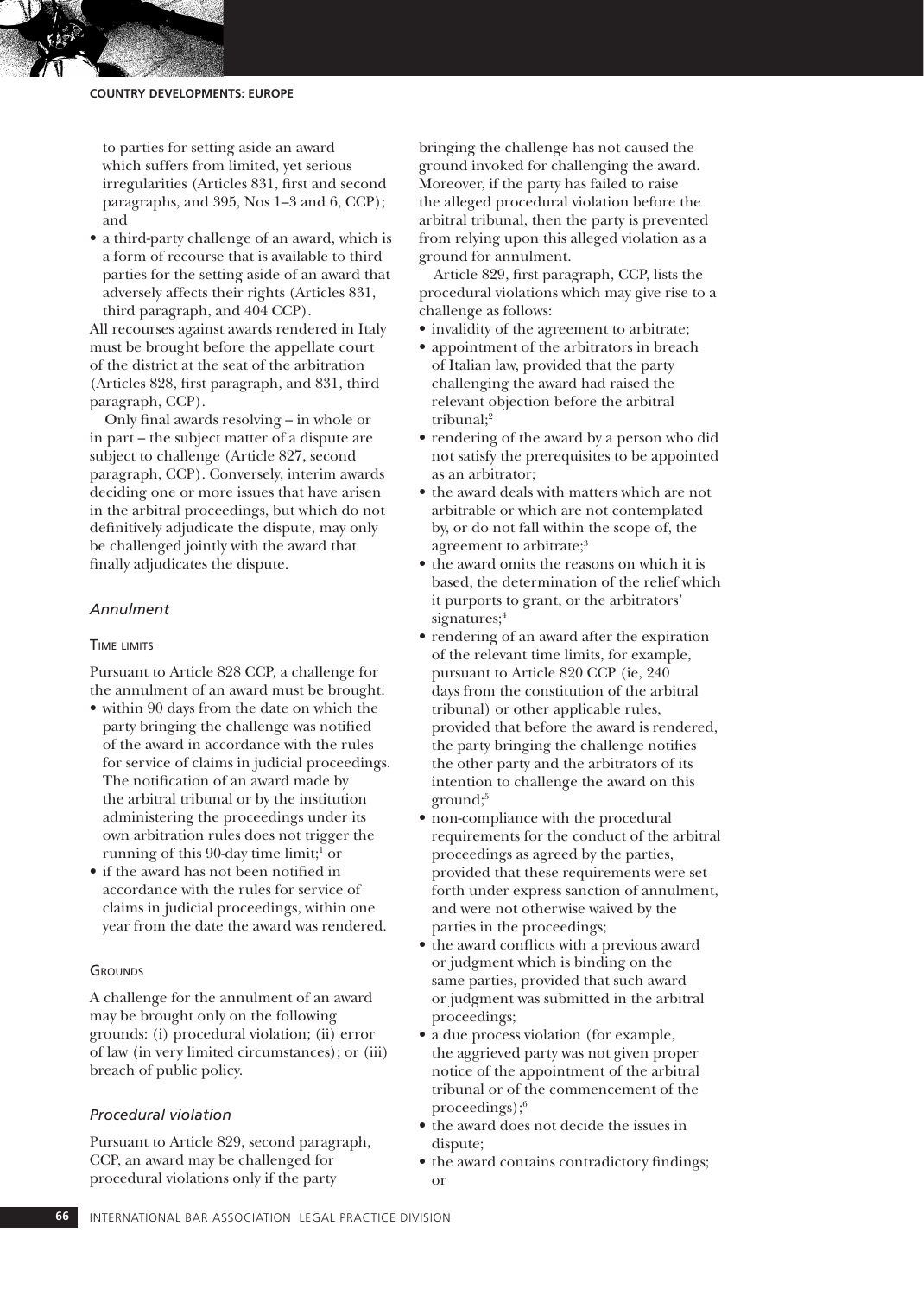to parties for setting aside an award which suffers from limited, yet serious irregularities (Articles 831, first and second paragraphs, and 395, Nos 1–3 and 6, CCP); and
- a third-party challenge of an award, which is a form of recourse that is available to third parties for the setting aside of an award that adversely affects their rights (Articles 831, third paragraph, and 404 CCP).

All recourses against awards rendered in Italy must be brought before the appellate court of the district at the seat of the arbitration (Articles 828, first paragraph, and 831, third paragraph, CCP).

Only final awards resolving – in whole or in part – the subject matter of a dispute are subject to challenge (Article 827, second paragraph, CCP). Conversely, interim awards deciding one or more issues that have arisen in the arbitral proceedings, but which do not definitively adjudicate the dispute, may only be challenged jointly with the award that finally adjudicates the dispute.

### *Annulment*

#### Time limits

Pursuant to Article 828 CCP, a challenge for the annulment of an award must be brought:

- within 90 days from the date on which the party bringing the challenge was notified of the award in accordance with the rules for service of claims in judicial proceedings. The notification of an award made by the arbitral tribunal or by the institution administering the proceedings under its own arbitration rules does not trigger the running of this 90-day time limit;[1] or
- if the award has not been notified in accordance with the rules for service of claims in judicial proceedings, within one year from the date the award was rendered.

#### Grounds

A challenge for the annulment of an award may be brought only on the following grounds: (i) procedural violation; (ii) error of law (in very limited circumstances); or (iii) breach of public policy.

### *Procedural violation*

Pursuant to Article 829, second paragraph, CCP, an award may be challenged for procedural violations only if the party bringing the challenge has not caused the ground invoked for challenging the award. Moreover, if the party has failed to raise the alleged procedural violation before the arbitral tribunal, then the party is prevented from relying upon this alleged violation as a ground for annulment.

Article 829, first paragraph, CCP, lists the procedural violations which may give rise to a challenge as follows:

- invalidity of the agreement to arbitrate;
- appointment of the arbitrators in breach of Italian law, provided that the party challenging the award had raised the relevant objection before the arbitral tribunal;[2]
- rendering of the award by a person who did not satisfy the prerequisites to be appointed as an arbitrator;
- the award deals with matters which are not arbitrable or which are not contemplated by, or do not fall within the scope of, the agreement to arbitrate;[3]
- the award omits the reasons on which it is based, the determination of the relief which it purports to grant, or the arbitrators' signatures;[4]
- rendering of an award after the expiration of the relevant time limits, for example, pursuant to Article 820 CCP (ie, 240 days from the constitution of the arbitral tribunal) or other applicable rules, provided that before the award is rendered, the party bringing the challenge notifies the other party and the arbitrators of its intention to challenge the award on this ground;[5]
- non-compliance with the procedural requirements for the conduct of the arbitral proceedings as agreed by the parties, provided that these requirements were set forth under express sanction of annulment, and were not otherwise waived by the parties in the proceedings;
- the award conflicts with a previous award or judgment which is binding on the same parties, provided that such award or judgment was submitted in the arbitral proceedings;
- a due process violation (for example, the aggrieved party was not given proper notice of the appointment of the arbitral tribunal or of the commencement of the proceedings);[6]
- the award does not decide the issues in dispute;
- the award contains contradictory findings; or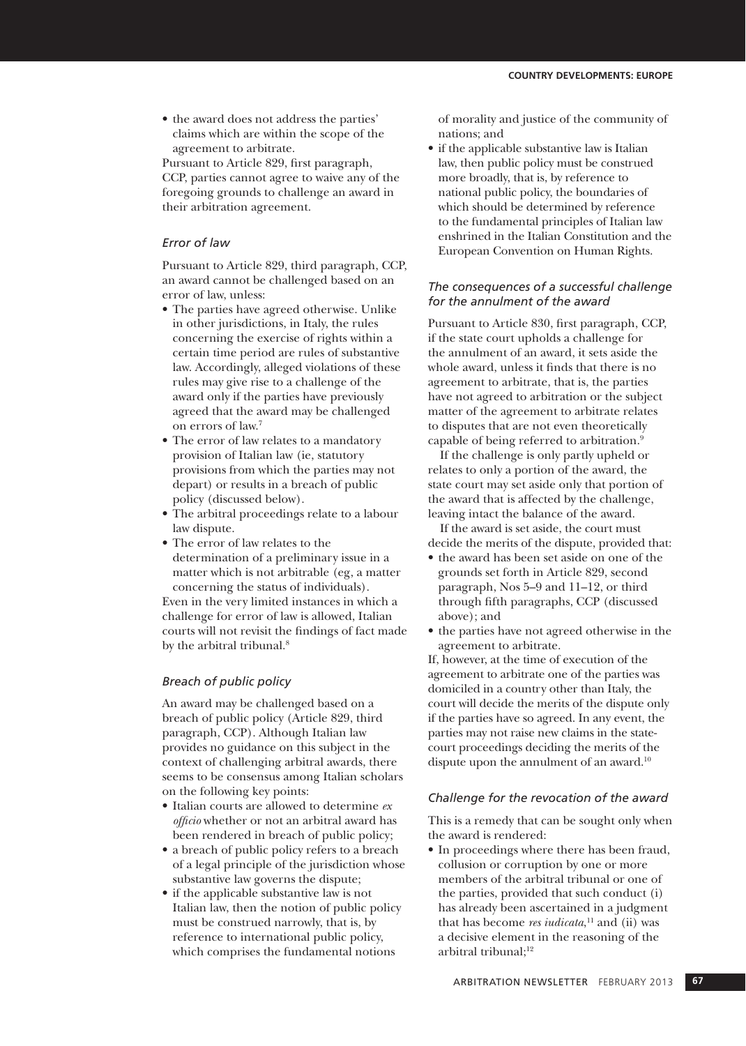- the award does not address the parties' claims which are within the scope of the agreement to arbitrate.

Pursuant to Article 829, first paragraph, CCP, parties cannot agree to waive any of the foregoing grounds to challenge an award in their arbitration agreement.

### *Error of law*

Pursuant to Article 829, third paragraph, CCP, an award cannot be challenged based on an error of law, unless:

- The parties have agreed otherwise. Unlike in other jurisdictions, in Italy, the rules concerning the exercise of rights within a certain time period are rules of substantive law. Accordingly, alleged violations of these rules may give rise to a challenge of the award only if the parties have previously agreed that the award may be challenged on errors of law.[7]
- The error of law relates to a mandatory provision of Italian law (ie, statutory provisions from which the parties may not depart) or results in a breach of public policy (discussed below).
- The arbitral proceedings relate to a labour law dispute.
- The error of law relates to the determination of a preliminary issue in a matter which is not arbitrable (eg, a matter concerning the status of individuals).

Even in the very limited instances in which a challenge for error of law is allowed, Italian courts will not revisit the findings of fact made by the arbitral tribunal.[8]

### *Breach of public policy*

An award may be challenged based on a breach of public policy (Article 829, third paragraph, CCP). Although Italian law provides no guidance on this subject in the context of challenging arbitral awards, there seems to be consensus among Italian scholars on the following key points:

- Italian courts are allowed to determine *ex officio* whether or not an arbitral award has been rendered in breach of public policy;
- a breach of public policy refers to a breach of a legal principle of the jurisdiction whose substantive law governs the dispute;
- if the applicable substantive law is not Italian law, then the notion of public policy must be construed narrowly, that is, by reference to international public policy, which comprises the fundamental notions of morality and justice of the community of nations; and
- if the applicable substantive law is Italian law, then public policy must be construed more broadly, that is, by reference to national public policy, the boundaries of which should be determined by reference to the fundamental principles of Italian law enshrined in the Italian Constitution and the European Convention on Human Rights.

### *The consequences of a successful challenge for the annulment of the award*

Pursuant to Article 830, first paragraph, CCP, if the state court upholds a challenge for the annulment of an award, it sets aside the whole award, unless it finds that there is no agreement to arbitrate, that is, the parties have not agreed to arbitration or the subject matter of the agreement to arbitrate relates to disputes that are not even theoretically capable of being referred to arbitration.[9]

If the challenge is only partly upheld or relates to only a portion of the award, the state court may set aside only that portion of the award that is affected by the challenge, leaving intact the balance of the award.

If the award is set aside, the court must decide the merits of the dispute, provided that:

- the award has been set aside on one of the grounds set forth in Article 829, second paragraph, Nos 5–9 and 11–12, or third through fifth paragraphs, CCP (discussed above); and
- the parties have not agreed otherwise in the agreement to arbitrate.

If, however, at the time of execution of the agreement to arbitrate one of the parties was domiciled in a country other than Italy, the court will decide the merits of the dispute only if the parties have so agreed. In any event, the parties may not raise new claims in the state-court proceedings deciding the merits of the dispute upon the annulment of an award.[10]

### *Challenge for the revocation of the award*

This is a remedy that can be sought only when the award is rendered:

- In proceedings where there has been fraud, collusion or corruption by one or more members of the arbitral tribunal or one of the parties, provided that such conduct (i) has already been ascertained in a judgment that has become *res iudicata*,[11] and (ii) was a decisive element in the reasoning of the arbitral tribunal;[12]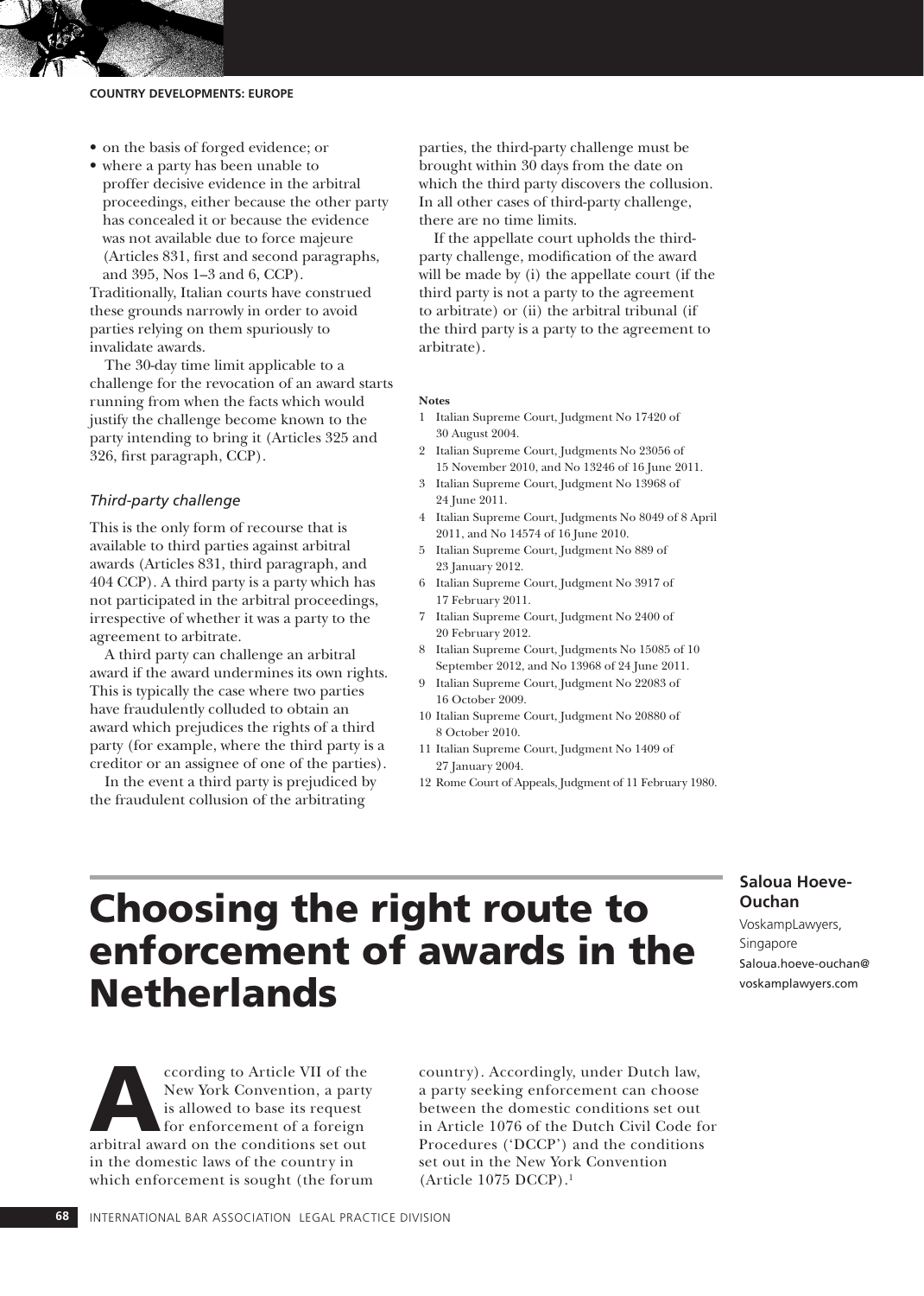- on the basis of forged evidence; or
- where a party has been unable to proffer decisive evidence in the arbitral proceedings, either because the other party has concealed it or because the evidence was not available due to force majeure (Articles 831, first and second paragraphs, and 395, Nos 1–3 and 6, CCP).

Traditionally, Italian courts have construed these grounds narrowly in order to avoid parties relying on them spuriously to invalidate awards.

The 30-day time limit applicable to a challenge for the revocation of an award starts running from when the facts which would justify the challenge become known to the party intending to bring it (Articles 325 and 326, first paragraph, CCP).

### *Third-party challenge*

This is the only form of recourse that is available to third parties against arbitral awards (Articles 831, third paragraph, and 404 CCP). A third party is a party which has not participated in the arbitral proceedings, irrespective of whether it was a party to the agreement to arbitrate.

A third party can challenge an arbitral award if the award undermines its own rights. This is typically the case where two parties have fraudulently colluded to obtain an award which prejudices the rights of a third party (for example, where the third party is a creditor or an assignee of one of the parties).

In the event a third party is prejudiced by the fraudulent collusion of the arbitrating parties, the third-party challenge must be brought within 30 days from the date on which the third party discovers the collusion. In all other cases of third-party challenge, there are no time limits.

If the appellate court upholds the third-party challenge, modification of the award will be made by (i) the appellate court (if the third party is not a party to the agreement to arbitrate) or (ii) the arbitral tribunal (if the third party is a party to the agreement to arbitrate).

**Notes**

1 Italian Supreme Court, Judgment No 17420 of 30 August 2004.
2 Italian Supreme Court, Judgments No 23056 of 15 November 2010, and No 13246 of 16 June 2011.
3 Italian Supreme Court, Judgment No 13968 of 24 June 2011.
4 Italian Supreme Court, Judgments No 8049 of 8 April 2011, and No 14574 of 16 June 2010.
5 Italian Supreme Court, Judgment No 889 of 23 January 2012.
6 Italian Supreme Court, Judgment No 3917 of 17 February 2011.
7 Italian Supreme Court, Judgment No 2400 of 20 February 2012.
8 Italian Supreme Court, Judgments No 15085 of 10 September 2012, and No 13968 of 24 June 2011.
9 Italian Supreme Court, Judgment No 22083 of 16 October 2009.
10 Italian Supreme Court, Judgment No 20880 of 8 October 2010.
11 Italian Supreme Court, Judgment No 1409 of 27 January 2004.
12 Rome Court of Appeals, Judgment of 11 February 1980.

# Choosing the right route to enforcement of awards in the Netherlands

**Saloua Hoeve-Ouchan**
VoskampLawyers, Singapore
Saloua.hoeve-ouchan@voskamplawyers.com

According to Article VII of the New York Convention, a party is allowed to base its request for enforcement of a foreign arbitral award on the conditions set out in the domestic laws of the country in which enforcement is sought (the forum country). Accordingly, under Dutch law, a party seeking enforcement can choose between the domestic conditions set out in Article 1076 of the Dutch Civil Code for Procedures ('DCCP') and the conditions set out in the New York Convention (Article 1075 DCCP).[1]